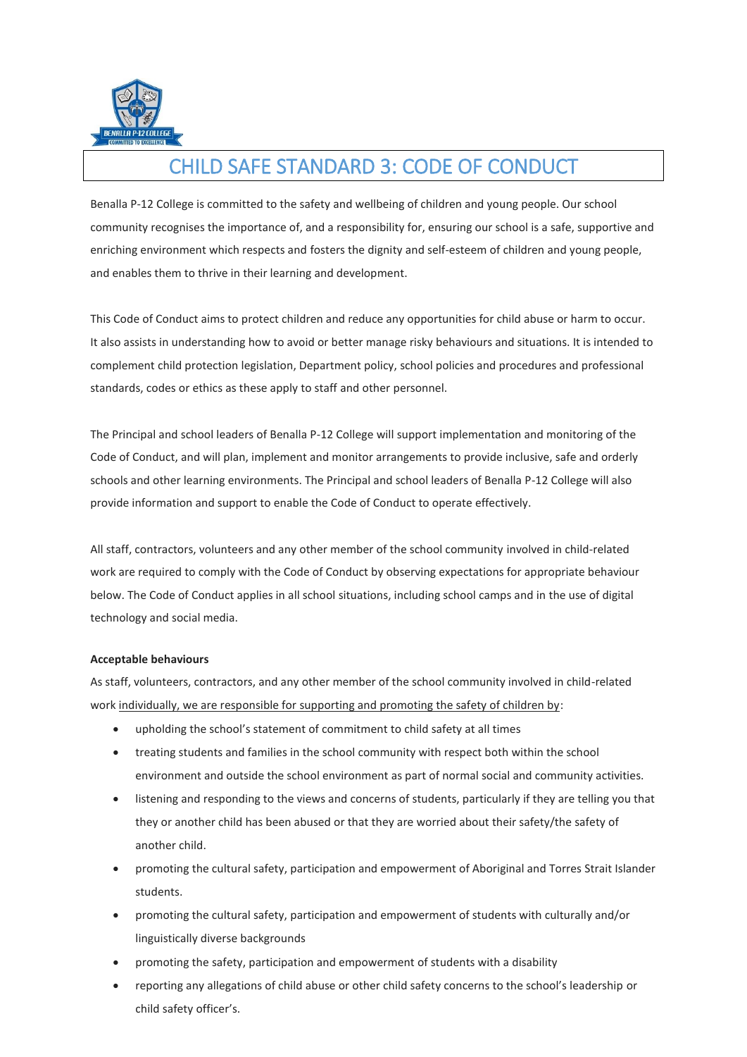# CHILD SAFE STANDARD 3: CODE OF CONDUCT

Benalla P-12 College is committed to the safety and wellbeing of children and young people. Our school community recognises the importance of, and a responsibility for, ensuring our school is a safe, supportive and enriching environment which respects and fosters the dignity and self-esteem of children and young people, and enables them to thrive in their learning and development.

This Code of Conduct aims to protect children and reduce any opportunities for child abuse or harm to occur. It also assists in understanding how to avoid or better manage risky behaviours and situations. It is intended to complement child protection legislation, Department policy, school policies and procedures and professional standards, codes or ethics as these apply to staff and other personnel.

The Principal and school leaders of Benalla P-12 College will support implementation and monitoring of the Code of Conduct, and will plan, implement and monitor arrangements to provide inclusive, safe and orderly schools and other learning environments. The Principal and school leaders of Benalla P-12 College will also provide information and support to enable the Code of Conduct to operate effectively.

All staff, contractors, volunteers and any other member of the school community involved in child-related work are required to comply with the Code of Conduct by observing expectations for appropriate behaviour below. The Code of Conduct applies in all school situations, including school camps and in the use of digital technology and social media.

**Acceptable behaviours**

As staff, volunteers, contractors, and any other member of the school community involved in child-related work individually, we are responsible for supporting and promoting the safety of children by:

- upholding the school's statement of commitment to child safety at all times
- treating students and families in the school community with respect both within the school environment and outside the school environment as part of normal social and community activities.
- listening and responding to the views and concerns of students, particularly if they are telling you that they or another child has been abused or that they are worried about their safety/the safety of another child.
- promoting the cultural safety, participation and empowerment of Aboriginal and Torres Strait Islander students.
- promoting the cultural safety, participation and empowerment of students with culturally and/or linguistically diverse backgrounds
- promoting the safety, participation and empowerment of students with a disability
- reporting any allegations of child abuse or other child safety concerns to the school's leadership or child safety officer's.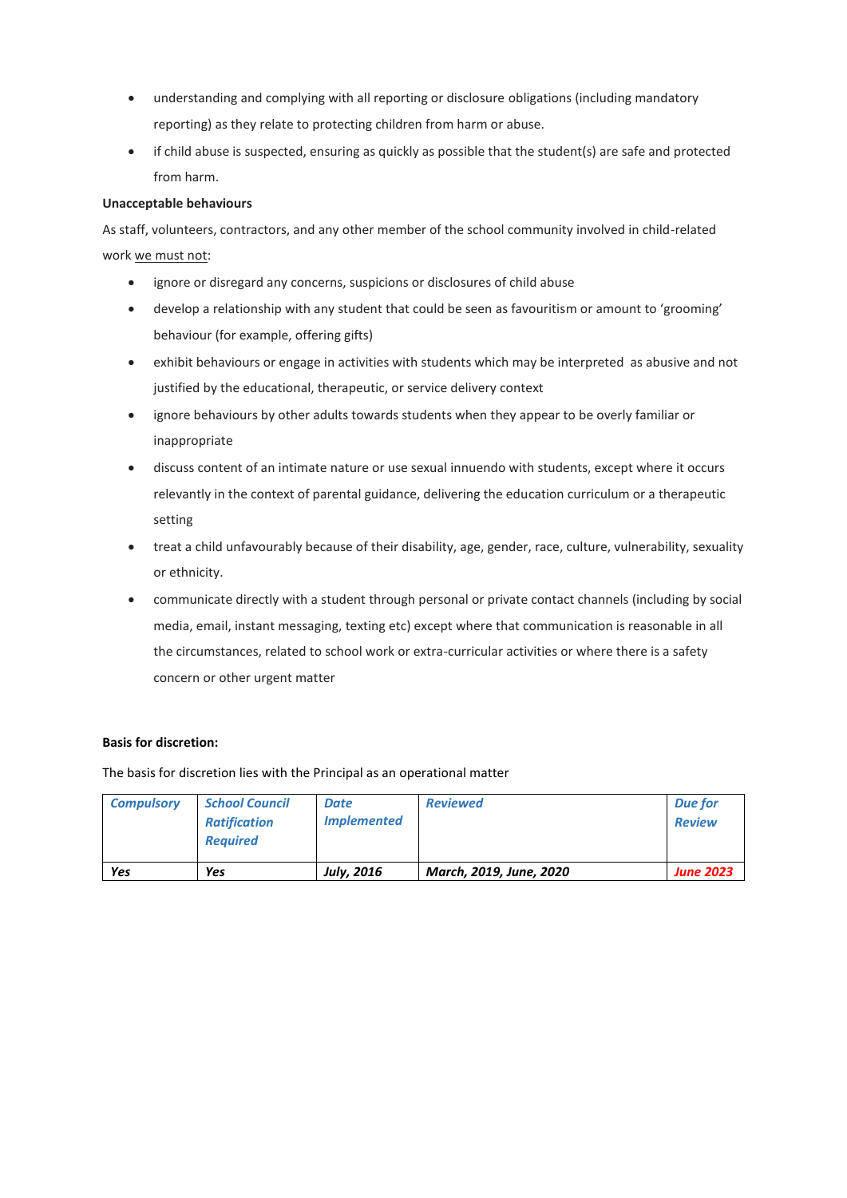- understanding and complying with all reporting or disclosure obligations (including mandatory reporting) as they relate to protecting children from harm or abuse.
- if child abuse is suspected, ensuring as quickly as possible that the student(s) are safe and protected from harm.

**Unacceptable behaviours**

As staff, volunteers, contractors, and any other member of the school community involved in child-related work we must not:

- ignore or disregard any concerns, suspicions or disclosures of child abuse
- develop a relationship with any student that could be seen as favouritism or amount to 'grooming' behaviour (for example, offering gifts)
- exhibit behaviours or engage in activities with students which may be interpreted as abusive and not justified by the educational, therapeutic, or service delivery context
- ignore behaviours by other adults towards students when they appear to be overly familiar or inappropriate
- discuss content of an intimate nature or use sexual innuendo with students, except where it occurs relevantly in the context of parental guidance, delivering the education curriculum or a therapeutic setting
- treat a child unfavourably because of their disability, age, gender, race, culture, vulnerability, sexuality or ethnicity.
- communicate directly with a student through personal or private contact channels (including by social media, email, instant messaging, texting etc) except where that communication is reasonable in all the circumstances, related to school work or extra-curricular activities or where there is a safety concern or other urgent matter

**Basis for discretion:**

The basis for discretion lies with the Principal as an operational matter

| ***Compulsory*** | ***School Council Ratification Required*** | ***Date Implemented*** | ***Reviewed*** | ***Due for Review*** |
|---|---|---|---|---|
| ***Yes*** | ***Yes*** | ***July, 2016*** | ***March, 2019, June, 2020*** | ***June 2023*** |